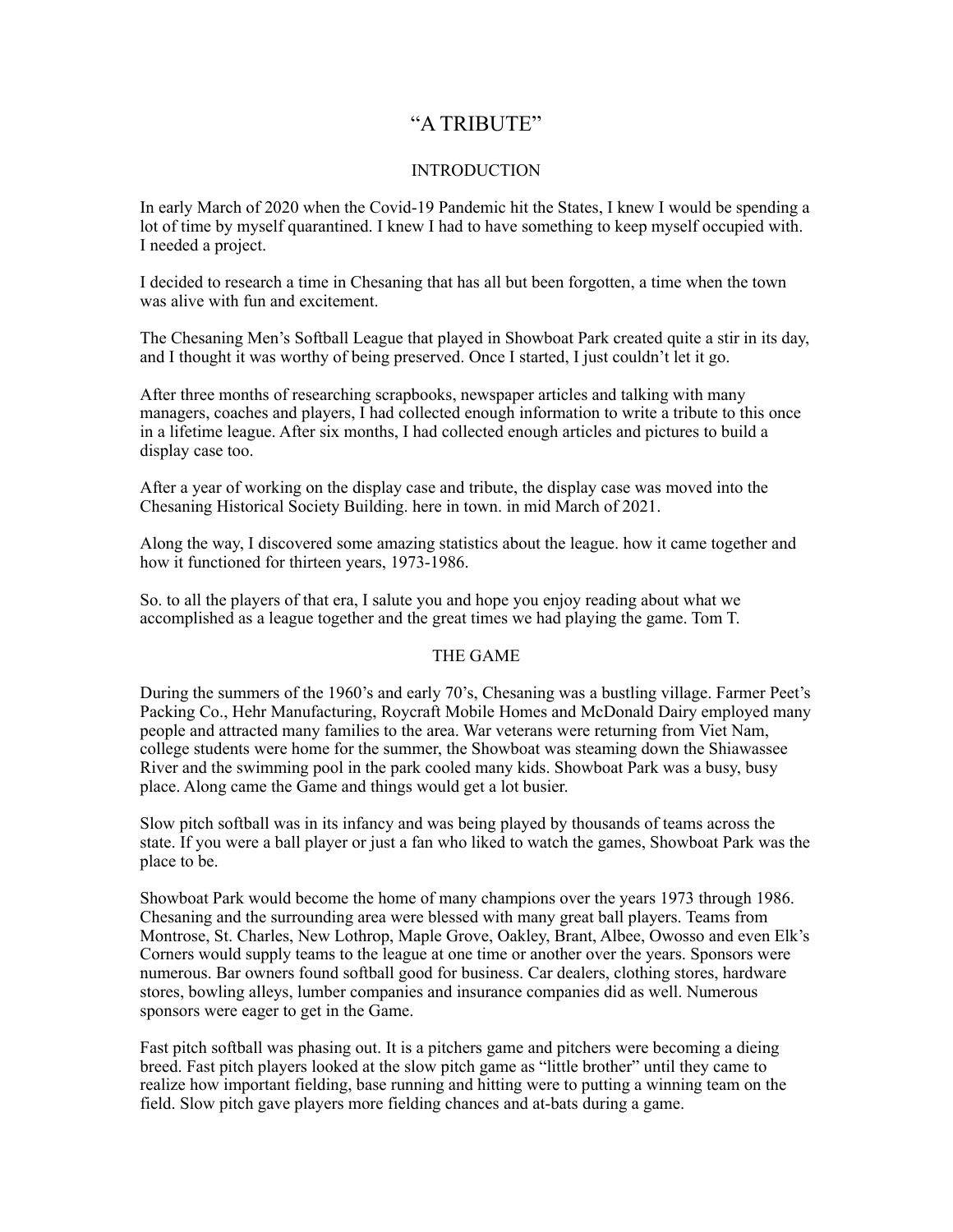# "A TRIBUTE"

## INTRODUCTION

In early March of 2020 when the Covid-19 Pandemic hit the States, I knew I would be spending a lot of time by myself quarantined. I knew I had to have something to keep myself occupied with. I needed a project.

I decided to research a time in Chesaning that has all but been forgotten, a time when the town was alive with fun and excitement.

The Chesaning Men's Softball League that played in Showboat Park created quite a stir in its day, and I thought it was worthy of being preserved. Once I started, I just couldn't let it go.

After three months of researching scrapbooks, newspaper articles and talking with many managers, coaches and players, I had collected enough information to write a tribute to this once in a lifetime league. After six months, I had collected enough articles and pictures to build a display case too.

After a year of working on the display case and tribute, the display case was moved into the Chesaning Historical Society Building. here in town. in mid March of 2021.

Along the way, I discovered some amazing statistics about the league. how it came together and how it functioned for thirteen years, 1973-1986.

So. to all the players of that era, I salute you and hope you enjoy reading about what we accomplished as a league together and the great times we had playing the game. Tom T.

## THE GAME

During the summers of the 1960's and early 70's, Chesaning was a bustling village. Farmer Peet's Packing Co., Hehr Manufacturing, Roycraft Mobile Homes and McDonald Dairy employed many people and attracted many families to the area. War veterans were returning from Viet Nam, college students were home for the summer, the Showboat was steaming down the Shiawassee River and the swimming pool in the park cooled many kids. Showboat Park was a busy, busy place. Along came the Game and things would get a lot busier.

Slow pitch softball was in its infancy and was being played by thousands of teams across the state. If you were a ball player or just a fan who liked to watch the games, Showboat Park was the place to be.

Showboat Park would become the home of many champions over the years 1973 through 1986. Chesaning and the surrounding area were blessed with many great ball players. Teams from Montrose, St. Charles, New Lothrop, Maple Grove, Oakley, Brant, Albee, Owosso and even Elk's Corners would supply teams to the league at one time or another over the years. Sponsors were numerous. Bar owners found softball good for business. Car dealers, clothing stores, hardware stores, bowling alleys, lumber companies and insurance companies did as well. Numerous sponsors were eager to get in the Game.

Fast pitch softball was phasing out. It is a pitchers game and pitchers were becoming a dieing breed. Fast pitch players looked at the slow pitch game as "little brother" until they came to realize how important fielding, base running and hitting were to putting a winning team on the field. Slow pitch gave players more fielding chances and at-bats during a game.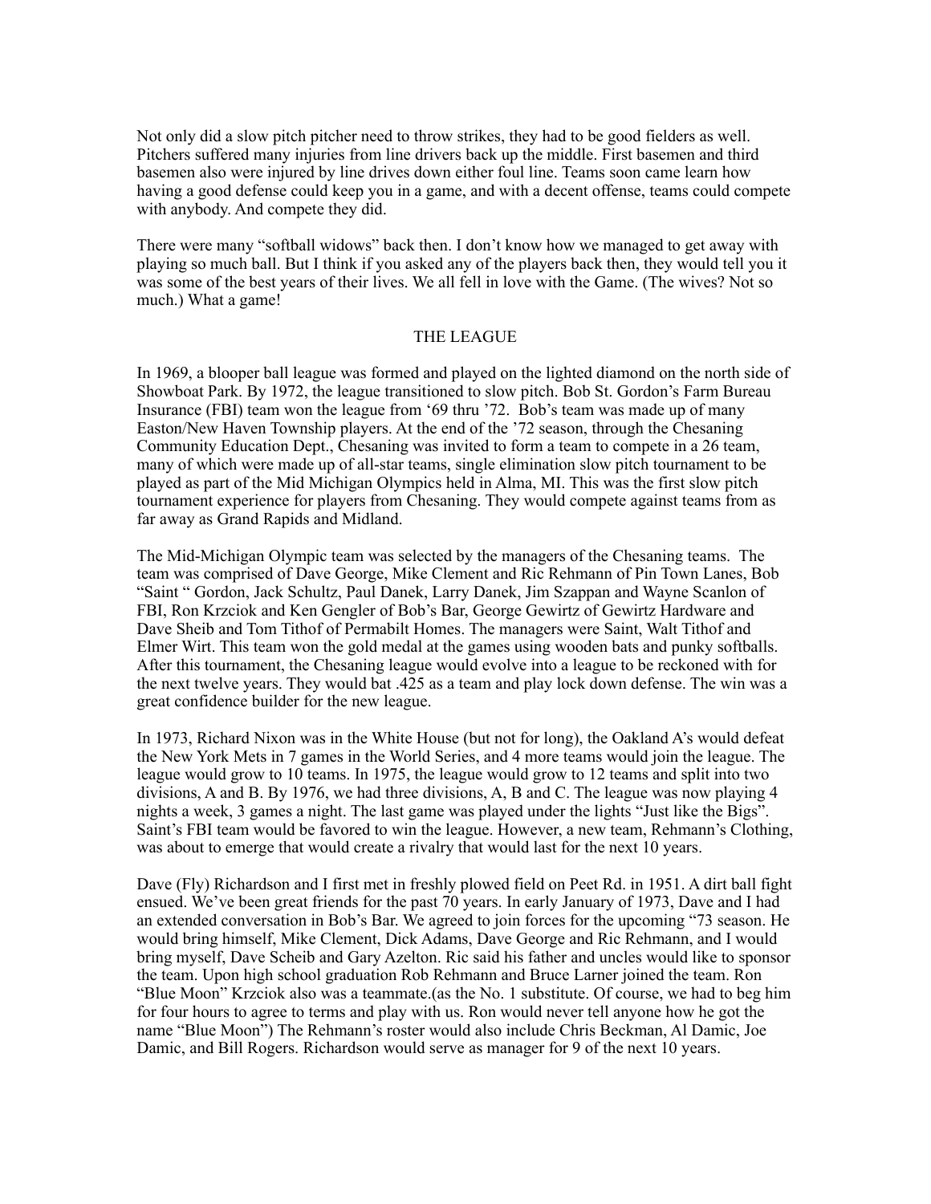Not only did a slow pitch pitcher need to throw strikes, they had to be good fielders as well. Pitchers suffered many injuries from line drivers back up the middle. First basemen and third basemen also were injured by line drives down either foul line. Teams soon came learn how having a good defense could keep you in a game, and with a decent offense, teams could compete with anybody. And compete they did.

There were many "softball widows" back then. I don't know how we managed to get away with playing so much ball. But I think if you asked any of the players back then, they would tell you it was some of the best years of their lives. We all fell in love with the Game. (The wives? Not so much.) What a game!

## THE LEAGUE

In 1969, a blooper ball league was formed and played on the lighted diamond on the north side of Showboat Park. By 1972, the league transitioned to slow pitch. Bob St. Gordon's Farm Bureau Insurance (FBI) team won the league from '69 thru '72. Bob's team was made up of many Easton/New Haven Township players. At the end of the '72 season, through the Chesaning Community Education Dept., Chesaning was invited to form a team to compete in a 26 team, many of which were made up of all-star teams, single elimination slow pitch tournament to be played as part of the Mid Michigan Olympics held in Alma, MI. This was the first slow pitch tournament experience for players from Chesaning. They would compete against teams from as far away as Grand Rapids and Midland.

The Mid-Michigan Olympic team was selected by the managers of the Chesaning teams. The team was comprised of Dave George, Mike Clement and Ric Rehmann of Pin Town Lanes, Bob "Saint " Gordon, Jack Schultz, Paul Danek, Larry Danek, Jim Szappan and Wayne Scanlon of FBI, Ron Krzciok and Ken Gengler of Bob's Bar, George Gewirtz of Gewirtz Hardware and Dave Sheib and Tom Tithof of Permabilt Homes. The managers were Saint, Walt Tithof and Elmer Wirt. This team won the gold medal at the games using wooden bats and punky softballs. After this tournament, the Chesaning league would evolve into a league to be reckoned with for the next twelve years. They would bat .425 as a team and play lock down defense. The win was a great confidence builder for the new league.

In 1973, Richard Nixon was in the White House (but not for long), the Oakland A's would defeat the New York Mets in 7 games in the World Series, and 4 more teams would join the league. The league would grow to 10 teams. In 1975, the league would grow to 12 teams and split into two divisions, A and B. By 1976, we had three divisions, A, B and C. The league was now playing 4 nights a week, 3 games a night. The last game was played under the lights "Just like the Bigs". Saint's FBI team would be favored to win the league. However, a new team, Rehmann's Clothing, was about to emerge that would create a rivalry that would last for the next 10 years.

Dave (Fly) Richardson and I first met in freshly plowed field on Peet Rd. in 1951. A dirt ball fight ensued. We've been great friends for the past 70 years. In early January of 1973, Dave and I had an extended conversation in Bob's Bar. We agreed to join forces for the upcoming "73 season. He would bring himself, Mike Clement, Dick Adams, Dave George and Ric Rehmann, and I would bring myself, Dave Scheib and Gary Azelton. Ric said his father and uncles would like to sponsor the team. Upon high school graduation Rob Rehmann and Bruce Larner joined the team. Ron "Blue Moon" Krzciok also was a teammate.(as the No. 1 substitute. Of course, we had to beg him for four hours to agree to terms and play with us. Ron would never tell anyone how he got the name "Blue Moon") The Rehmann's roster would also include Chris Beckman, Al Damic, Joe Damic, and Bill Rogers. Richardson would serve as manager for 9 of the next 10 years.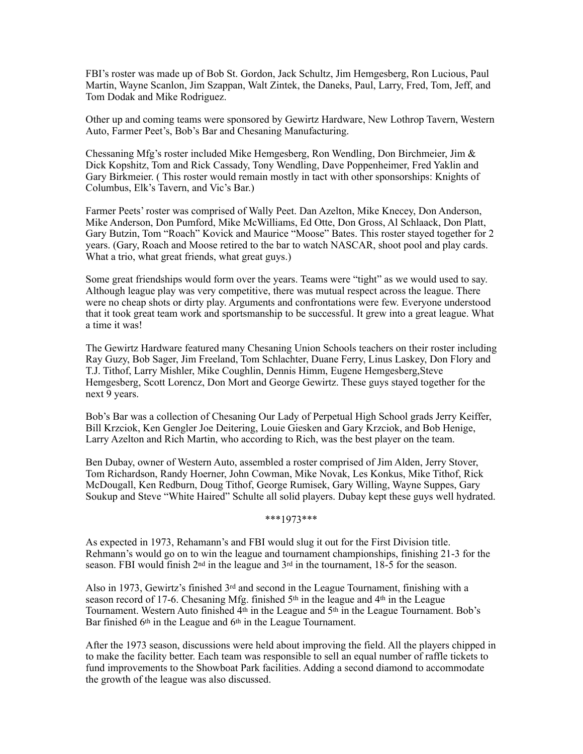FBI's roster was made up of Bob St. Gordon, Jack Schultz, Jim Hemgesberg, Ron Lucious, Paul Martin, Wayne Scanlon, Jim Szappan, Walt Zintek, the Daneks, Paul, Larry, Fred, Tom, Jeff, and Tom Dodak and Mike Rodriguez.

Other up and coming teams were sponsored by Gewirtz Hardware, New Lothrop Tavern, Western Auto, Farmer Peet's, Bob's Bar and Chesaning Manufacturing.

Chessaning Mfg's roster included Mike Hemgesberg, Ron Wendling, Don Birchmeier, Jim & Dick Kopshitz, Tom and Rick Cassady, Tony Wendling, Dave Poppenheimer, Fred Yaklin and Gary Birkmeier. ( This roster would remain mostly in tact with other sponsorships: Knights of Columbus, Elk's Tavern, and Vic's Bar.)

Farmer Peets' roster was comprised of Wally Peet. Dan Azelton, Mike Knecey, Don Anderson, Mike Anderson, Don Pumford, Mike McWilliams, Ed Otte, Don Gross, Al Schlaack, Don Platt, Gary Butzin, Tom "Roach" Kovick and Maurice "Moose" Bates. This roster stayed together for 2 years. (Gary, Roach and Moose retired to the bar to watch NASCAR, shoot pool and play cards. What a trio, what great friends, what great guys.)

Some great friendships would form over the years. Teams were "tight" as we would used to say. Although league play was very competitive, there was mutual respect across the league. There were no cheap shots or dirty play. Arguments and confrontations were few. Everyone understood that it took great team work and sportsmanship to be successful. It grew into a great league. What a time it was!

The Gewirtz Hardware featured many Chesaning Union Schools teachers on their roster including Ray Guzy, Bob Sager, Jim Freeland, Tom Schlachter, Duane Ferry, Linus Laskey, Don Flory and T.J. Tithof, Larry Mishler, Mike Coughlin, Dennis Himm, Eugene Hemgesberg,Steve Hemgesberg, Scott Lorencz, Don Mort and George Gewirtz. These guys stayed together for the next 9 years.

Bob's Bar was a collection of Chesaning Our Lady of Perpetual High School grads Jerry Keiffer, Bill Krzciok, Ken Gengler Joe Deitering, Louie Giesken and Gary Krzciok, and Bob Henige, Larry Azelton and Rich Martin, who according to Rich, was the best player on the team.

Ben Dubay, owner of Western Auto, assembled a roster comprised of Jim Alden, Jerry Stover, Tom Richardson, Randy Hoerner, John Cowman, Mike Novak, Les Konkus, Mike Tithof, Rick McDougall, Ken Redburn, Doug Tithof, George Rumisek, Gary Willing, Wayne Suppes, Gary Soukup and Steve "White Haired" Schulte all solid players. Dubay kept these guys well hydrated.

***1973***

As expected in 1973, Rehamann's and FBI would slug it out for the First Division title. Rehmann's would go on to win the league and tournament championships, finishing 21-3 for the season. FBI would finish 2nd in the league and 3rd in the tournament, 18-5 for the season.

Also in 1973, Gewirtz's finished 3rd and second in the League Tournament, finishing with a season record of 17-6. Chesaning Mfg. finished 5th in the league and 4th in the League Tournament. Western Auto finished 4th in the League and 5th in the League Tournament. Bob's Bar finished 6th in the League and 6th in the League Tournament.

After the 1973 season, discussions were held about improving the field. All the players chipped in to make the facility better. Each team was responsible to sell an equal number of raffle tickets to fund improvements to the Showboat Park facilities. Adding a second diamond to accommodate the growth of the league was also discussed.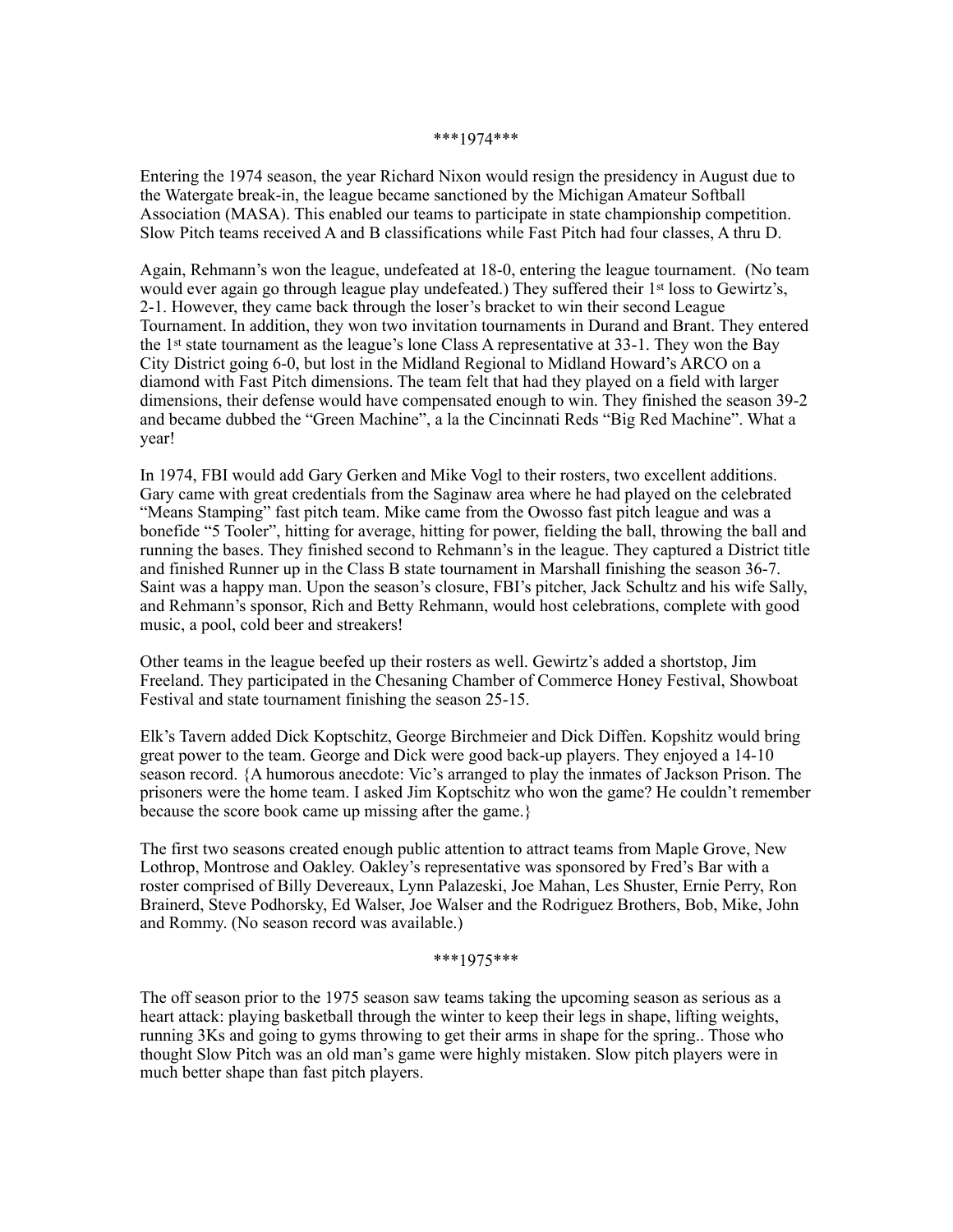\*\*\*1974\*\*\*

Entering the 1974 season, the year Richard Nixon would resign the presidency in August due to the Watergate break-in, the league became sanctioned by the Michigan Amateur Softball Association (MASA). This enabled our teams to participate in state championship competition. Slow Pitch teams received A and B classifications while Fast Pitch had four classes, A thru D.

Again, Rehmann's won the league, undefeated at 18-0, entering the league tournament. (No team would ever again go through league play undefeated.) They suffered their 1st loss to Gewirtz's, 2-1. However, they came back through the loser's bracket to win their second League Tournament. In addition, they won two invitation tournaments in Durand and Brant. They entered the 1st state tournament as the league's lone Class A representative at 33-1. They won the Bay City District going 6-0, but lost in the Midland Regional to Midland Howard's ARCO on a diamond with Fast Pitch dimensions. The team felt that had they played on a field with larger dimensions, their defense would have compensated enough to win. They finished the season 39-2 and became dubbed the "Green Machine", a la the Cincinnati Reds "Big Red Machine". What a year!

In 1974, FBI would add Gary Gerken and Mike Vogl to their rosters, two excellent additions. Gary came with great credentials from the Saginaw area where he had played on the celebrated "Means Stamping" fast pitch team. Mike came from the Owosso fast pitch league and was a bonefide "5 Tooler", hitting for average, hitting for power, fielding the ball, throwing the ball and running the bases. They finished second to Rehmann's in the league. They captured a District title and finished Runner up in the Class B state tournament in Marshall finishing the season 36-7. Saint was a happy man. Upon the season's closure, FBI's pitcher, Jack Schultz and his wife Sally, and Rehmann's sponsor, Rich and Betty Rehmann, would host celebrations, complete with good music, a pool, cold beer and streakers!

Other teams in the league beefed up their rosters as well. Gewirtz's added a shortstop, Jim Freeland. They participated in the Chesaning Chamber of Commerce Honey Festival, Showboat Festival and state tournament finishing the season 25-15.

Elk's Tavern added Dick Koptschitz, George Birchmeier and Dick Diffen. Kopshitz would bring great power to the team. George and Dick were good back-up players. They enjoyed a 14-10 season record. {A humorous anecdote: Vic's arranged to play the inmates of Jackson Prison. The prisoners were the home team. I asked Jim Koptschitz who won the game? He couldn't remember because the score book came up missing after the game.}

The first two seasons created enough public attention to attract teams from Maple Grove, New Lothrop, Montrose and Oakley. Oakley's representative was sponsored by Fred's Bar with a roster comprised of Billy Devereaux, Lynn Palazeski, Joe Mahan, Les Shuster, Ernie Perry, Ron Brainerd, Steve Podhorsky, Ed Walser, Joe Walser and the Rodriguez Brothers, Bob, Mike, John and Rommy. (No season record was available.)

\*\*\*1975\*\*\*

The off season prior to the 1975 season saw teams taking the upcoming season as serious as a heart attack: playing basketball through the winter to keep their legs in shape, lifting weights, running 3Ks and going to gyms throwing to get their arms in shape for the spring.. Those who thought Slow Pitch was an old man's game were highly mistaken. Slow pitch players were in much better shape than fast pitch players.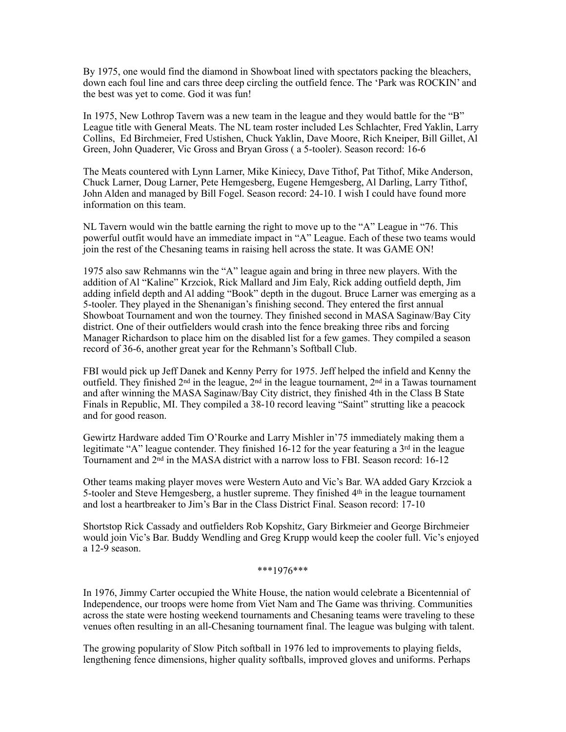By 1975, one would find the diamond in Showboat lined with spectators packing the bleachers, down each foul line and cars three deep circling the outfield fence. The 'Park was ROCKIN' and the best was yet to come. God it was fun!

In 1975, New Lothrop Tavern was a new team in the league and they would battle for the "B" League title with General Meats. The NL team roster included Les Schlachter, Fred Yaklin, Larry Collins, Ed Birchmeier, Fred Ustishen, Chuck Yaklin, Dave Moore, Rich Kneiper, Bill Gillet, Al Green, John Quaderer, Vic Gross and Bryan Gross ( a 5-tooler). Season record: 16-6

The Meats countered with Lynn Larner, Mike Kiniecy, Dave Tithof, Pat Tithof, Mike Anderson, Chuck Larner, Doug Larner, Pete Hemgesberg, Eugene Hemgesberg, Al Darling, Larry Tithof, John Alden and managed by Bill Fogel. Season record: 24-10. I wish I could have found more information on this team.

NL Tavern would win the battle earning the right to move up to the "A" League in "76. This powerful outfit would have an immediate impact in "A" League. Each of these two teams would join the rest of the Chesaning teams in raising hell across the state. It was GAME ON!

1975 also saw Rehmanns win the "A" league again and bring in three new players. With the addition of Al "Kaline" Krzciok, Rick Mallard and Jim Ealy, Rick adding outfield depth, Jim adding infield depth and Al adding "Book" depth in the dugout. Bruce Larner was emerging as a 5-tooler. They played in the Shenanigan's finishing second. They entered the first annual Showboat Tournament and won the tourney. They finished second in MASA Saginaw/Bay City district. One of their outfielders would crash into the fence breaking three ribs and forcing Manager Richardson to place him on the disabled list for a few games. They compiled a season record of 36-6, another great year for the Rehmann's Softball Club.

FBI would pick up Jeff Danek and Kenny Perry for 1975. Jeff helped the infield and Kenny the outfield. They finished 2nd in the league, 2nd in the league tournament, 2nd in a Tawas tournament and after winning the MASA Saginaw/Bay City district, they finished 4th in the Class B State Finals in Republic, MI. They compiled a 38-10 record leaving "Saint" strutting like a peacock and for good reason.

Gewirtz Hardware added Tim O'Rourke and Larry Mishler in'75 immediately making them a legitimate "A" league contender. They finished 16-12 for the year featuring a 3rd in the league Tournament and 2nd in the MASA district with a narrow loss to FBI. Season record: 16-12

Other teams making player moves were Western Auto and Vic's Bar. WA added Gary Krzciok a 5-tooler and Steve Hemgesberg, a hustler supreme. They finished 4th in the league tournament and lost a heartbreaker to Jim's Bar in the Class District Final. Season record: 17-10

Shortstop Rick Cassady and outfielders Rob Kopshitz, Gary Birkmeier and George Birchmeier would join Vic's Bar. Buddy Wendling and Greg Krupp would keep the cooler full. Vic's enjoyed a 12-9 season.

## \*\*\*1976\*\*\*

In 1976, Jimmy Carter occupied the White House, the nation would celebrate a Bicentennial of Independence, our troops were home from Viet Nam and The Game was thriving. Communities across the state were hosting weekend tournaments and Chesaning teams were traveling to these venues often resulting in an all-Chesaning tournament final. The league was bulging with talent.

The growing popularity of Slow Pitch softball in 1976 led to improvements to playing fields, lengthening fence dimensions, higher quality softballs, improved gloves and uniforms. Perhaps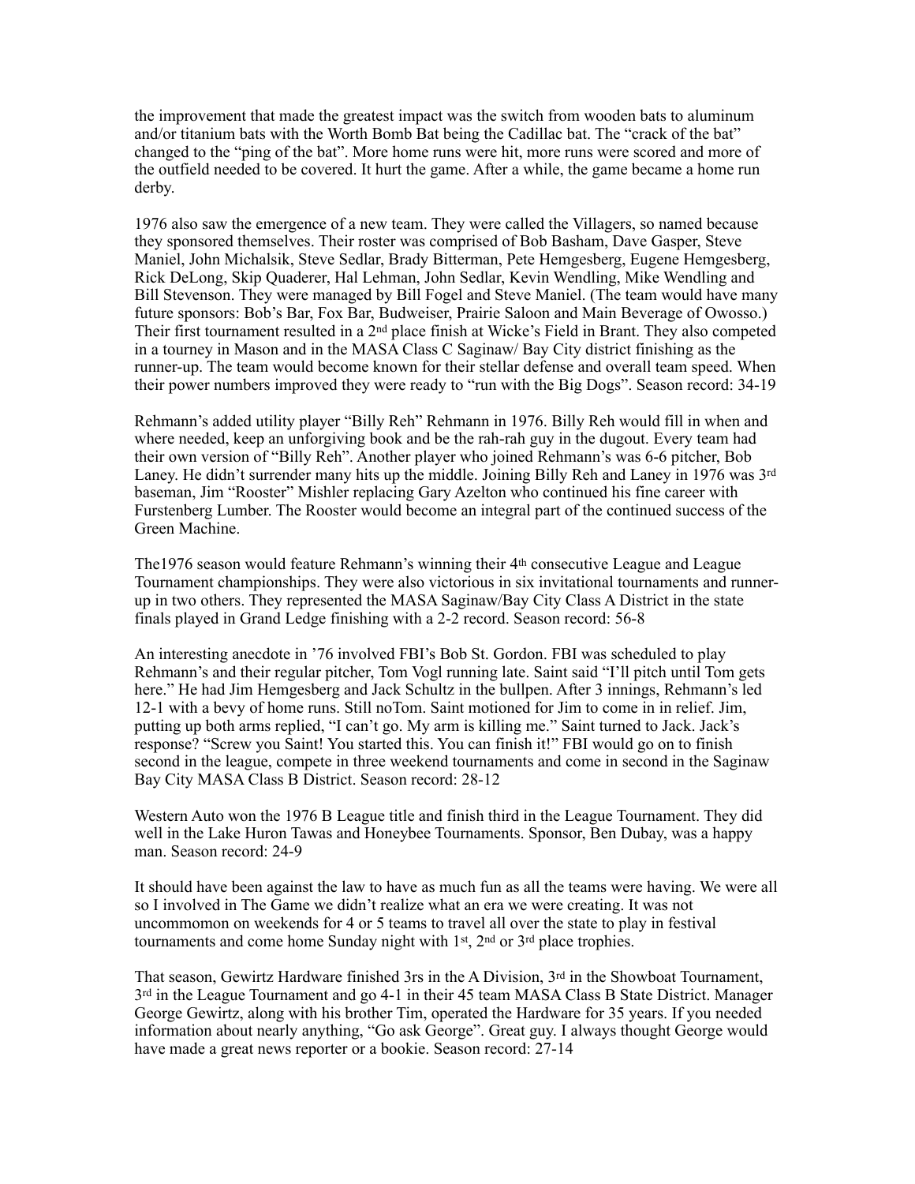the improvement that made the greatest impact was the switch from wooden bats to aluminum and/or titanium bats with the Worth Bomb Bat being the Cadillac bat. The "crack of the bat" changed to the "ping of the bat". More home runs were hit, more runs were scored and more of the outfield needed to be covered. It hurt the game. After a while, the game became a home run derby.

1976 also saw the emergence of a new team. They were called the Villagers, so named because they sponsored themselves. Their roster was comprised of Bob Basham, Dave Gasper, Steve Maniel, John Michalsik, Steve Sedlar, Brady Bitterman, Pete Hemgesberg, Eugene Hemgesberg, Rick DeLong, Skip Quaderer, Hal Lehman, John Sedlar, Kevin Wendling, Mike Wendling and Bill Stevenson. They were managed by Bill Fogel and Steve Maniel. (The team would have many future sponsors: Bob's Bar, Fox Bar, Budweiser, Prairie Saloon and Main Beverage of Owosso.) Their first tournament resulted in a 2nd place finish at Wicke's Field in Brant. They also competed in a tourney in Mason and in the MASA Class C Saginaw/ Bay City district finishing as the runner-up. The team would become known for their stellar defense and overall team speed. When their power numbers improved they were ready to "run with the Big Dogs". Season record: 34-19

Rehmann's added utility player "Billy Reh" Rehmann in 1976. Billy Reh would fill in when and where needed, keep an unforgiving book and be the rah-rah guy in the dugout. Every team had their own version of "Billy Reh". Another player who joined Rehmann's was 6-6 pitcher, Bob Laney. He didn't surrender many hits up the middle. Joining Billy Reh and Laney in 1976 was 3rd baseman, Jim "Rooster" Mishler replacing Gary Azelton who continued his fine career with Furstenberg Lumber. The Rooster would become an integral part of the continued success of the Green Machine.

The1976 season would feature Rehmann's winning their 4th consecutive League and League Tournament championships. They were also victorious in six invitational tournaments and runner-up in two others. They represented the MASA Saginaw/Bay City Class A District in the state finals played in Grand Ledge finishing with a 2-2 record. Season record: 56-8

An interesting anecdote in '76 involved FBI's Bob St. Gordon. FBI was scheduled to play Rehmann's and their regular pitcher, Tom Vogl running late. Saint said "I'll pitch until Tom gets here." He had Jim Hemgesberg and Jack Schultz in the bullpen. After 3 innings, Rehmann's led 12-1 with a bevy of home runs. Still noTom. Saint motioned for Jim to come in in relief. Jim, putting up both arms replied, "I can't go. My arm is killing me." Saint turned to Jack. Jack's response? "Screw you Saint! You started this. You can finish it!" FBI would go on to finish second in the league, compete in three weekend tournaments and come in second in the Saginaw Bay City MASA Class B District. Season record: 28-12

Western Auto won the 1976 B League title and finish third in the League Tournament. They did well in the Lake Huron Tawas and Honeybee Tournaments. Sponsor, Ben Dubay, was a happy man. Season record: 24-9

It should have been against the law to have as much fun as all the teams were having. We were all so I involved in The Game we didn't realize what an era we were creating. It was not uncommomon on weekends for 4 or 5 teams to travel all over the state to play in festival tournaments and come home Sunday night with 1st, 2nd or 3rd place trophies.

That season, Gewirtz Hardware finished 3rs in the A Division, 3rd in the Showboat Tournament, 3rd in the League Tournament and go 4-1 in their 45 team MASA Class B State District. Manager George Gewirtz, along with his brother Tim, operated the Hardware for 35 years. If you needed information about nearly anything, "Go ask George". Great guy. I always thought George would have made a great news reporter or a bookie. Season record: 27-14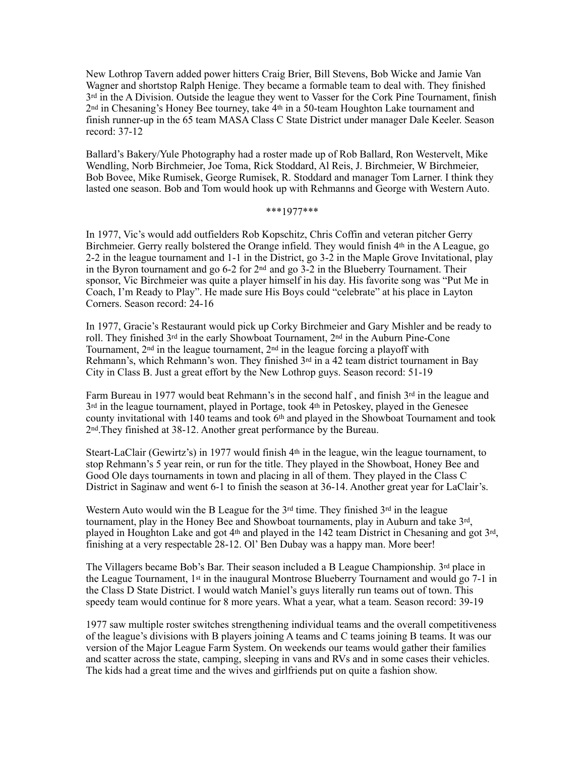New Lothrop Tavern added power hitters Craig Brier, Bill Stevens, Bob Wicke and Jamie Van Wagner and shortstop Ralph Henige. They became a formable team to deal with. They finished 3rd in the A Division. Outside the league they went to Vasser for the Cork Pine Tournament, finish 2nd in Chesaning's Honey Bee tourney, take 4th in a 50-team Houghton Lake tournament and finish runner-up in the 65 team MASA Class C State District under manager Dale Keeler. Season record: 37-12

Ballard's Bakery/Yule Photography had a roster made up of Rob Ballard, Ron Westervelt, Mike Wendling, Norb Birchmeier, Joe Toma, Rick Stoddard, Al Reis, J. Birchmeier, W Birchmeier, Bob Bovee, Mike Rumisek, George Rumisek, R. Stoddard and manager Tom Larner. I think they lasted one season. Bob and Tom would hook up with Rehmanns and George with Western Auto.

***1977***

In 1977, Vic's would add outfielders Rob Kopschitz, Chris Coffin and veteran pitcher Gerry Birchmeier. Gerry really bolstered the Orange infield. They would finish 4th in the A League, go 2-2 in the league tournament and 1-1 in the District, go 3-2 in the Maple Grove Invitational, play in the Byron tournament and go 6-2 for 2nd and go 3-2 in the Blueberry Tournament. Their sponsor, Vic Birchmeier was quite a player himself in his day. His favorite song was "Put Me in Coach, I'm Ready to Play". He made sure His Boys could "celebrate" at his place in Layton Corners. Season record: 24-16

In 1977, Gracie's Restaurant would pick up Corky Birchmeier and Gary Mishler and be ready to roll. They finished 3rd in the early Showboat Tournament, 2nd in the Auburn Pine-Cone Tournament, 2nd in the league tournament, 2nd in the league forcing a playoff with Rehmann's, which Rehmann's won. They finished 3rd in a 42 team district tournament in Bay City in Class B. Just a great effort by the New Lothrop guys. Season record: 51-19

Farm Bureau in 1977 would beat Rehmann's in the second half , and finish 3rd in the league and 3rd in the league tournament, played in Portage, took 4th in Petoskey, played in the Genesee county invitational with 140 teams and took 6th and played in the Showboat Tournament and took 2nd.They finished at 38-12. Another great performance by the Bureau.

Steart-LaClair (Gewirtz's) in 1977 would finish 4th in the league, win the league tournament, to stop Rehmann's 5 year rein, or run for the title. They played in the Showboat, Honey Bee and Good Ole days tournaments in town and placing in all of them. They played in the Class C District in Saginaw and went 6-1 to finish the season at 36-14. Another great year for LaClair's.

Western Auto would win the B League for the 3rd time. They finished 3rd in the league tournament, play in the Honey Bee and Showboat tournaments, play in Auburn and take 3rd, played in Houghton Lake and got 4th and played in the 142 team District in Chesaning and got 3rd, finishing at a very respectable 28-12. Ol' Ben Dubay was a happy man. More beer!

The Villagers became Bob's Bar. Their season included a B League Championship. 3rd place in the League Tournament, 1st in the inaugural Montrose Blueberry Tournament and would go 7-1 in the Class D State District. I would watch Maniel's guys literally run teams out of town. This speedy team would continue for 8 more years. What a year, what a team. Season record: 39-19

1977 saw multiple roster switches strengthening individual teams and the overall competitiveness of the league's divisions with B players joining A teams and C teams joining B teams. It was our version of the Major League Farm System. On weekends our teams would gather their families and scatter across the state, camping, sleeping in vans and RVs and in some cases their vehicles. The kids had a great time and the wives and girlfriends put on quite a fashion show.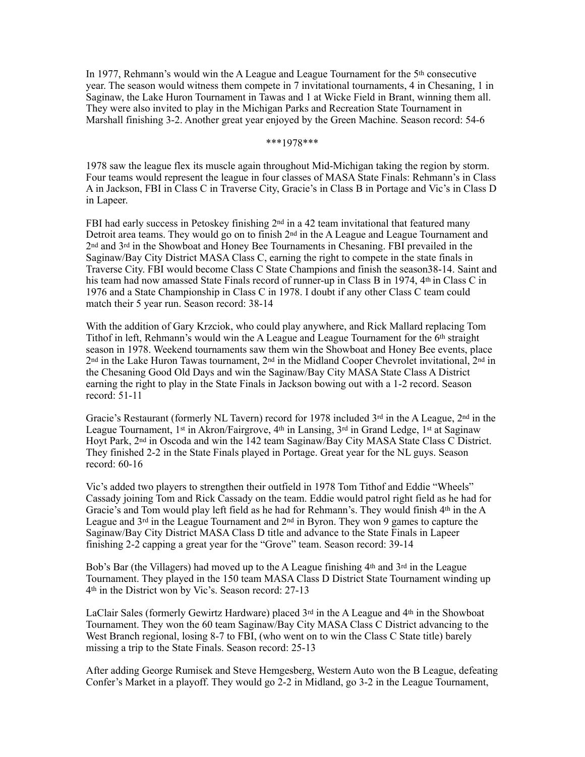In 1977, Rehmann's would win the A League and League Tournament for the 5th consecutive year. The season would witness them compete in 7 invitational tournaments, 4 in Chesaning, 1 in Saginaw, the Lake Huron Tournament in Tawas and 1 at Wicke Field in Brant, winning them all. They were also invited to play in the Michigan Parks and Recreation State Tournament in Marshall finishing 3-2. Another great year enjoyed by the Green Machine. Season record: 54-6

***1978***

1978 saw the league flex its muscle again throughout Mid-Michigan taking the region by storm. Four teams would represent the league in four classes of MASA State Finals: Rehmann's in Class A in Jackson, FBI in Class C in Traverse City, Gracie's in Class B in Portage and Vic's in Class D in Lapeer.

FBI had early success in Petoskey finishing 2nd in a 42 team invitational that featured many Detroit area teams. They would go on to finish 2nd in the A League and League Tournament and 2nd and 3rd in the Showboat and Honey Bee Tournaments in Chesaning. FBI prevailed in the Saginaw/Bay City District MASA Class C, earning the right to compete in the state finals in Traverse City. FBI would become Class C State Champions and finish the season38-14. Saint and his team had now amassed State Finals record of runner-up in Class B in 1974, 4th in Class C in 1976 and a State Championship in Class C in 1978. I doubt if any other Class C team could match their 5 year run. Season record: 38-14

With the addition of Gary Krzciok, who could play anywhere, and Rick Mallard replacing Tom Tithof in left, Rehmann's would win the A League and League Tournament for the 6th straight season in 1978. Weekend tournaments saw them win the Showboat and Honey Bee events, place 2nd in the Lake Huron Tawas tournament, 2nd in the Midland Cooper Chevrolet invitational, 2nd in the Chesaning Good Old Days and win the Saginaw/Bay City MASA State Class A District earning the right to play in the State Finals in Jackson bowing out with a 1-2 record. Season record: 51-11

Gracie's Restaurant (formerly NL Tavern) record for 1978 included 3rd in the A League, 2nd in the League Tournament, 1st in Akron/Fairgrove, 4th in Lansing, 3rd in Grand Ledge, 1st at Saginaw Hoyt Park, 2nd in Oscoda and win the 142 team Saginaw/Bay City MASA State Class C District. They finished 2-2 in the State Finals played in Portage. Great year for the NL guys. Season record: 60-16

Vic's added two players to strengthen their outfield in 1978 Tom Tithof and Eddie "Wheels" Cassady joining Tom and Rick Cassady on the team. Eddie would patrol right field as he had for Gracie's and Tom would play left field as he had for Rehmann's. They would finish 4th in the A League and 3rd in the League Tournament and 2nd in Byron. They won 9 games to capture the Saginaw/Bay City District MASA Class D title and advance to the State Finals in Lapeer finishing 2-2 capping a great year for the "Grove" team. Season record: 39-14

Bob's Bar (the Villagers) had moved up to the A League finishing 4th and 3rd in the League Tournament. They played in the 150 team MASA Class D District State Tournament winding up 4th in the District won by Vic's. Season record: 27-13

LaClair Sales (formerly Gewirtz Hardware) placed 3rd in the A League and 4th in the Showboat Tournament. They won the 60 team Saginaw/Bay City MASA Class C District advancing to the West Branch regional, losing 8-7 to FBI, (who went on to win the Class C State title) barely missing a trip to the State Finals. Season record: 25-13

After adding George Rumisek and Steve Hemgesberg, Western Auto won the B League, defeating Confer's Market in a playoff. They would go 2-2 in Midland, go 3-2 in the League Tournament,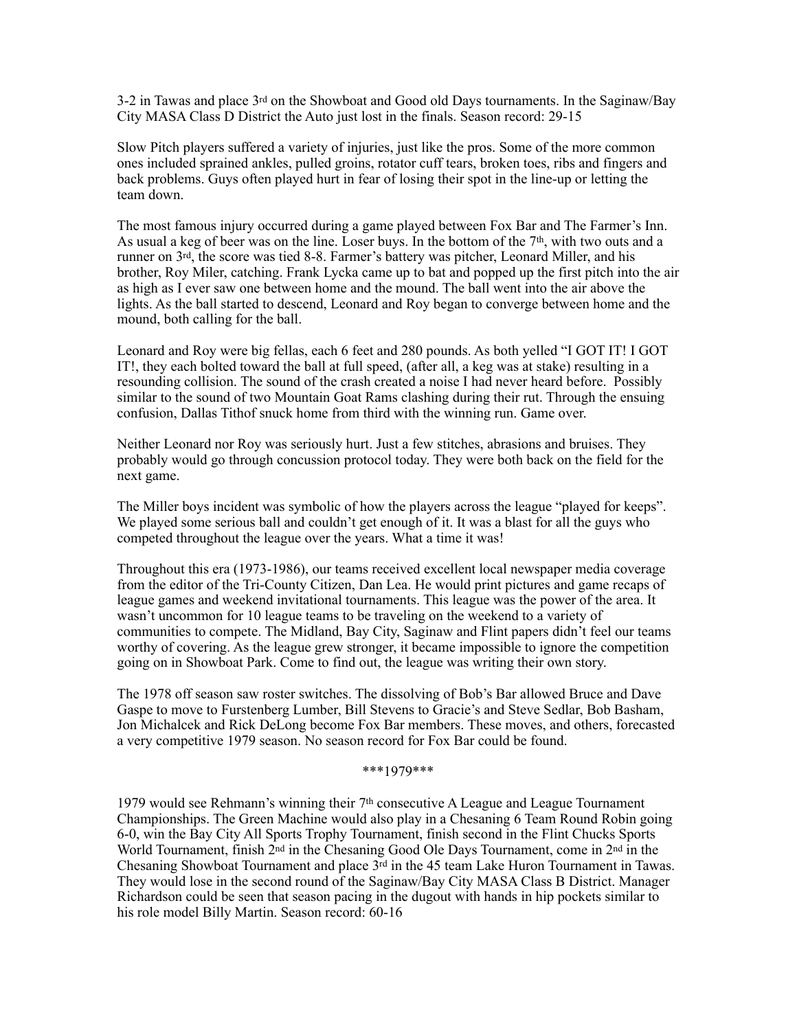3-2 in Tawas and place 3rd on the Showboat and Good old Days tournaments. In the Saginaw/Bay City MASA Class D District the Auto just lost in the finals. Season record: 29-15

Slow Pitch players suffered a variety of injuries, just like the pros. Some of the more common ones included sprained ankles, pulled groins, rotator cuff tears, broken toes, ribs and fingers and back problems. Guys often played hurt in fear of losing their spot in the line-up or letting the team down.

The most famous injury occurred during a game played between Fox Bar and The Farmer's Inn. As usual a keg of beer was on the line. Loser buys. In the bottom of the 7th, with two outs and a runner on 3rd, the score was tied 8-8. Farmer's battery was pitcher, Leonard Miller, and his brother, Roy Miler, catching. Frank Lycka came up to bat and popped up the first pitch into the air as high as I ever saw one between home and the mound. The ball went into the air above the lights. As the ball started to descend, Leonard and Roy began to converge between home and the mound, both calling for the ball.

Leonard and Roy were big fellas, each 6 feet and 280 pounds. As both yelled "I GOT IT! I GOT IT!, they each bolted toward the ball at full speed, (after all, a keg was at stake) resulting in a resounding collision. The sound of the crash created a noise I had never heard before. Possibly similar to the sound of two Mountain Goat Rams clashing during their rut. Through the ensuing confusion, Dallas Tithof snuck home from third with the winning run. Game over.

Neither Leonard nor Roy was seriously hurt. Just a few stitches, abrasions and bruises. They probably would go through concussion protocol today. They were both back on the field for the next game.

The Miller boys incident was symbolic of how the players across the league "played for keeps". We played some serious ball and couldn't get enough of it. It was a blast for all the guys who competed throughout the league over the years. What a time it was!

Throughout this era (1973-1986), our teams received excellent local newspaper media coverage from the editor of the Tri-County Citizen, Dan Lea. He would print pictures and game recaps of league games and weekend invitational tournaments. This league was the power of the area. It wasn't uncommon for 10 league teams to be traveling on the weekend to a variety of communities to compete. The Midland, Bay City, Saginaw and Flint papers didn't feel our teams worthy of covering. As the league grew stronger, it became impossible to ignore the competition going on in Showboat Park. Come to find out, the league was writing their own story.

The 1978 off season saw roster switches. The dissolving of Bob's Bar allowed Bruce and Dave Gaspe to move to Furstenberg Lumber, Bill Stevens to Gracie's and Steve Sedlar, Bob Basham, Jon Michalcek and Rick DeLong become Fox Bar members. These moves, and others, forecasted a very competitive 1979 season. No season record for Fox Bar could be found.

***1979***

1979 would see Rehmann's winning their 7th consecutive A League and League Tournament Championships. The Green Machine would also play in a Chesaning 6 Team Round Robin going 6-0, win the Bay City All Sports Trophy Tournament, finish second in the Flint Chucks Sports World Tournament, finish 2nd in the Chesaning Good Ole Days Tournament, come in 2nd in the Chesaning Showboat Tournament and place 3rd in the 45 team Lake Huron Tournament in Tawas. They would lose in the second round of the Saginaw/Bay City MASA Class B District. Manager Richardson could be seen that season pacing in the dugout with hands in hip pockets similar to his role model Billy Martin. Season record: 60-16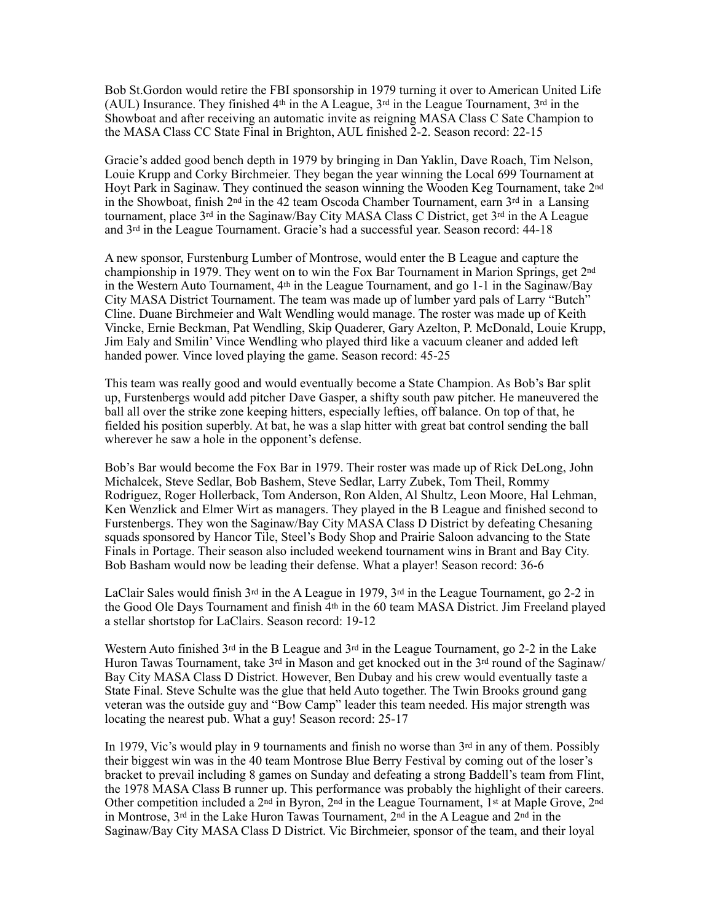Bob St.Gordon would retire the FBI sponsorship in 1979 turning it over to American United Life (AUL) Insurance. They finished 4th in the A League, 3rd in the League Tournament, 3rd in the Showboat and after receiving an automatic invite as reigning MASA Class C Sate Champion to the MASA Class CC State Final in Brighton, AUL finished 2-2. Season record: 22-15

Gracie's added good bench depth in 1979 by bringing in Dan Yaklin, Dave Roach, Tim Nelson, Louie Krupp and Corky Birchmeier. They began the year winning the Local 699 Tournament at Hoyt Park in Saginaw. They continued the season winning the Wooden Keg Tournament, take 2nd in the Showboat, finish 2nd in the 42 team Oscoda Chamber Tournament, earn 3rd in a Lansing tournament, place 3rd in the Saginaw/Bay City MASA Class C District, get 3rd in the A League and 3rd in the League Tournament. Gracie's had a successful year. Season record: 44-18

A new sponsor, Furstenburg Lumber of Montrose, would enter the B League and capture the championship in 1979. They went on to win the Fox Bar Tournament in Marion Springs, get 2nd in the Western Auto Tournament, 4th in the League Tournament, and go 1-1 in the Saginaw/Bay City MASA District Tournament. The team was made up of lumber yard pals of Larry "Butch" Cline. Duane Birchmeier and Walt Wendling would manage. The roster was made up of Keith Vincke, Ernie Beckman, Pat Wendling, Skip Quaderer, Gary Azelton, P. McDonald, Louie Krupp, Jim Ealy and Smilin' Vince Wendling who played third like a vacuum cleaner and added left handed power. Vince loved playing the game. Season record: 45-25

This team was really good and would eventually become a State Champion. As Bob's Bar split up, Furstenbergs would add pitcher Dave Gasper, a shifty south paw pitcher. He maneuvered the ball all over the strike zone keeping hitters, especially lefties, off balance. On top of that, he fielded his position superbly. At bat, he was a slap hitter with great bat control sending the ball wherever he saw a hole in the opponent's defense.

Bob's Bar would become the Fox Bar in 1979. Their roster was made up of Rick DeLong, John Michalcek, Steve Sedlar, Bob Bashem, Steve Sedlar, Larry Zubek, Tom Theil, Rommy Rodriguez, Roger Hollerback, Tom Anderson, Ron Alden, Al Shultz, Leon Moore, Hal Lehman, Ken Wenzlick and Elmer Wirt as managers. They played in the B League and finished second to Furstenbergs. They won the Saginaw/Bay City MASA Class D District by defeating Chesaning squads sponsored by Hancor Tile, Steel's Body Shop and Prairie Saloon advancing to the State Finals in Portage. Their season also included weekend tournament wins in Brant and Bay City. Bob Basham would now be leading their defense. What a player! Season record: 36-6

LaClair Sales would finish 3rd in the A League in 1979, 3rd in the League Tournament, go 2-2 in the Good Ole Days Tournament and finish 4th in the 60 team MASA District. Jim Freeland played a stellar shortstop for LaClairs. Season record: 19-12

Western Auto finished 3rd in the B League and 3rd in the League Tournament, go 2-2 in the Lake Huron Tawas Tournament, take 3rd in Mason and get knocked out in the 3rd round of the Saginaw/Bay City MASA Class D District. However, Ben Dubay and his crew would eventually taste a State Final. Steve Schulte was the glue that held Auto together. The Twin Brooks ground gang veteran was the outside guy and "Bow Camp" leader this team needed. His major strength was locating the nearest pub. What a guy! Season record: 25-17

In 1979, Vic's would play in 9 tournaments and finish no worse than 3rd in any of them. Possibly their biggest win was in the 40 team Montrose Blue Berry Festival by coming out of the loser's bracket to prevail including 8 games on Sunday and defeating a strong Baddell's team from Flint, the 1978 MASA Class B runner up. This performance was probably the highlight of their careers. Other competition included a 2nd in Byron, 2nd in the League Tournament, 1st at Maple Grove, 2nd in Montrose, 3rd in the Lake Huron Tawas Tournament, 2nd in the A League and 2nd in the Saginaw/Bay City MASA Class D District. Vic Birchmeier, sponsor of the team, and their loyal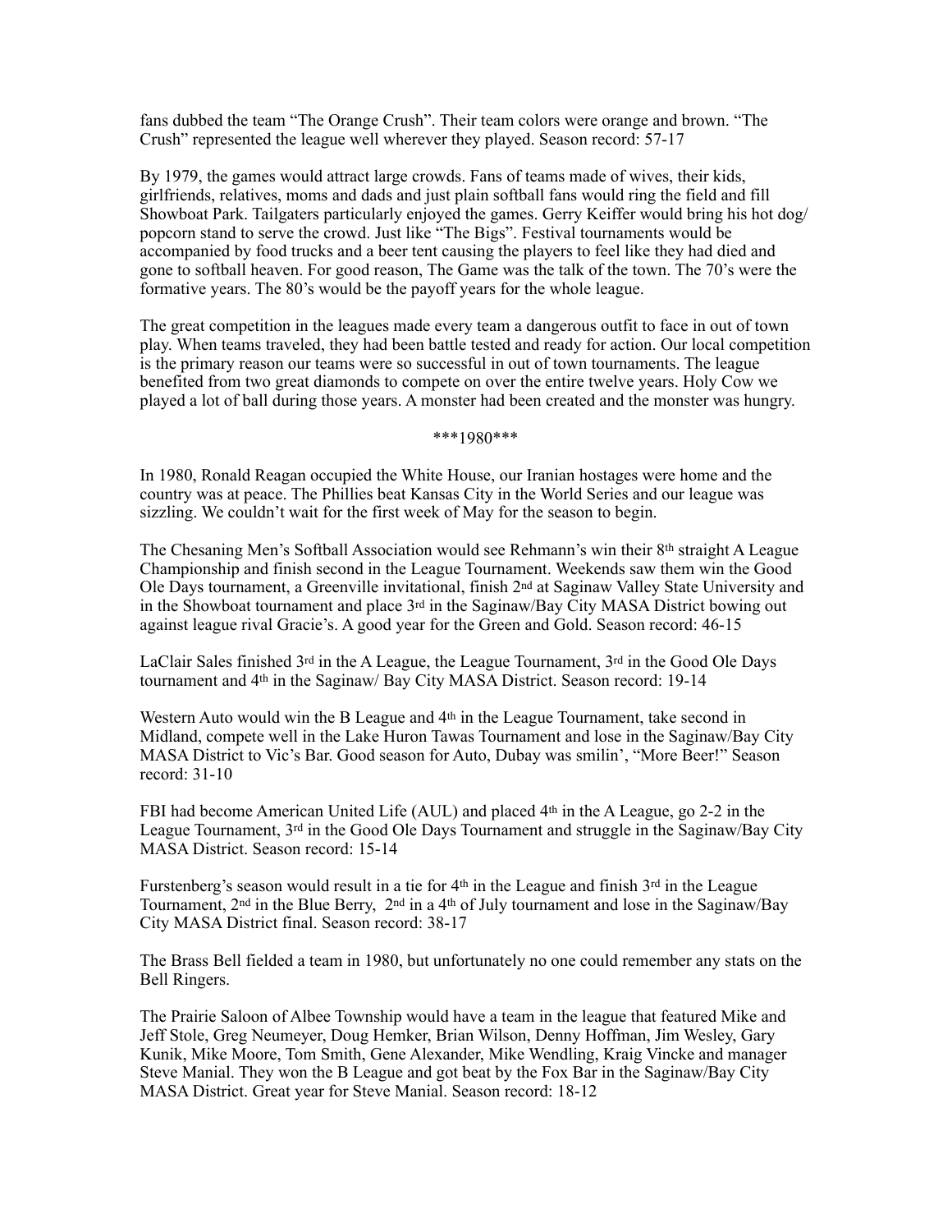fans dubbed the team "The Orange Crush". Their team colors were orange and brown. "The Crush" represented the league well wherever they played. Season record: 57-17

By 1979, the games would attract large crowds. Fans of teams made of wives, their kids, girlfriends, relatives, moms and dads and just plain softball fans would ring the field and fill Showboat Park. Tailgaters particularly enjoyed the games. Gerry Keiffer would bring his hot dog/ popcorn stand to serve the crowd. Just like "The Bigs". Festival tournaments would be accompanied by food trucks and a beer tent causing the players to feel like they had died and gone to softball heaven. For good reason, The Game was the talk of the town. The 70's were the formative years. The 80's would be the payoff years for the whole league.

The great competition in the leagues made every team a dangerous outfit to face in out of town play. When teams traveled, they had been battle tested and ready for action. Our local competition is the primary reason our teams were so successful in out of town tournaments. The league benefited from two great diamonds to compete on over the entire twelve years. Holy Cow we played a lot of ball during those years. A monster had been created and the monster was hungry.

***1980***

In 1980, Ronald Reagan occupied the White House, our Iranian hostages were home and the country was at peace. The Phillies beat Kansas City in the World Series and our league was sizzling. We couldn't wait for the first week of May for the season to begin.

The Chesaning Men's Softball Association would see Rehmann's win their 8th straight A League Championship and finish second in the League Tournament. Weekends saw them win the Good Ole Days tournament, a Greenville invitational, finish 2nd at Saginaw Valley State University and in the Showboat tournament and place 3rd in the Saginaw/Bay City MASA District bowing out against league rival Gracie's. A good year for the Green and Gold. Season record: 46-15

LaClair Sales finished 3rd in the A League, the League Tournament, 3rd in the Good Ole Days tournament and 4th in the Saginaw/ Bay City MASA District. Season record: 19-14

Western Auto would win the B League and 4th in the League Tournament, take second in Midland, compete well in the Lake Huron Tawas Tournament and lose in the Saginaw/Bay City MASA District to Vic's Bar. Good season for Auto, Dubay was smilin', "More Beer!" Season record: 31-10

FBI had become American United Life (AUL) and placed 4th in the A League, go 2-2 in the League Tournament, 3rd in the Good Ole Days Tournament and struggle in the Saginaw/Bay City MASA District. Season record: 15-14

Furstenberg's season would result in a tie for 4th in the League and finish 3rd in the League Tournament, 2nd in the Blue Berry, 2nd in a 4th of July tournament and lose in the Saginaw/Bay City MASA District final. Season record: 38-17

The Brass Bell fielded a team in 1980, but unfortunately no one could remember any stats on the Bell Ringers.

The Prairie Saloon of Albee Township would have a team in the league that featured Mike and Jeff Stole, Greg Neumeyer, Doug Hemker, Brian Wilson, Denny Hoffman, Jim Wesley, Gary Kunik, Mike Moore, Tom Smith, Gene Alexander, Mike Wendling, Kraig Vincke and manager Steve Manial. They won the B League and got beat by the Fox Bar in the Saginaw/Bay City MASA District. Great year for Steve Manial. Season record: 18-12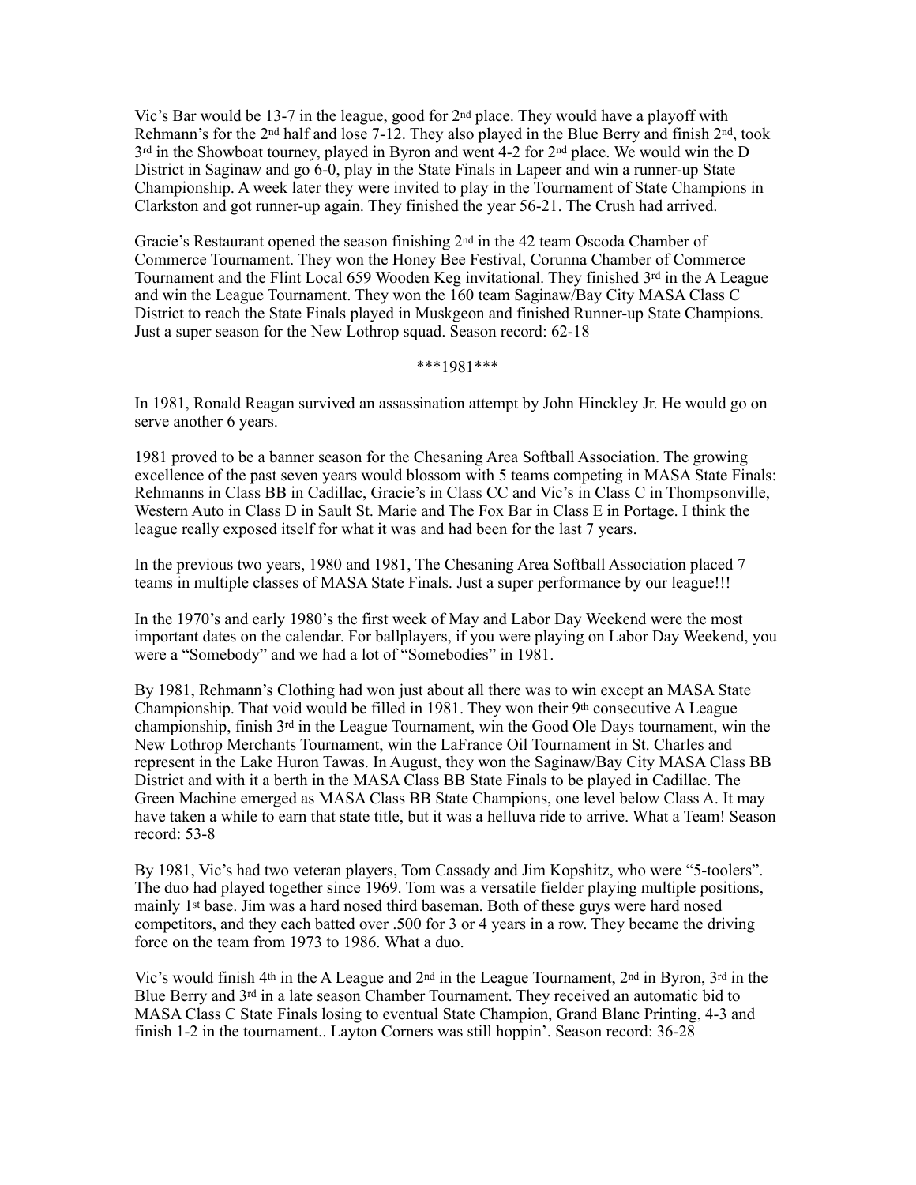Vic's Bar would be 13-7 in the league, good for 2nd place. They would have a playoff with Rehmann's for the 2nd half and lose 7-12. They also played in the Blue Berry and finish 2nd, took 3rd in the Showboat tourney, played in Byron and went 4-2 for 2nd place. We would win the D District in Saginaw and go 6-0, play in the State Finals in Lapeer and win a runner-up State Championship. A week later they were invited to play in the Tournament of State Champions in Clarkston and got runner-up again. They finished the year 56-21. The Crush had arrived.

Gracie's Restaurant opened the season finishing 2nd in the 42 team Oscoda Chamber of Commerce Tournament. They won the Honey Bee Festival, Corunna Chamber of Commerce Tournament and the Flint Local 659 Wooden Keg invitational. They finished 3rd in the A League and win the League Tournament. They won the 160 team Saginaw/Bay City MASA Class C District to reach the State Finals played in Muskgeon and finished Runner-up State Champions. Just a super season for the New Lothrop squad. Season record: 62-18

***1981***

In 1981, Ronald Reagan survived an assassination attempt by John Hinckley Jr. He would go on serve another 6 years.

1981 proved to be a banner season for the Chesaning Area Softball Association. The growing excellence of the past seven years would blossom with 5 teams competing in MASA State Finals: Rehmanns in Class BB in Cadillac, Gracie's in Class CC and Vic's in Class C in Thompsonville, Western Auto in Class D in Sault St. Marie and The Fox Bar in Class E in Portage. I think the league really exposed itself for what it was and had been for the last 7 years.

In the previous two years, 1980 and 1981, The Chesaning Area Softball Association placed 7 teams in multiple classes of MASA State Finals. Just a super performance by our league!!!

In the 1970's and early 1980's the first week of May and Labor Day Weekend were the most important dates on the calendar. For ballplayers, if you were playing on Labor Day Weekend, you were a "Somebody" and we had a lot of "Somebodies" in 1981.

By 1981, Rehmann's Clothing had won just about all there was to win except an MASA State Championship. That void would be filled in 1981. They won their 9th consecutive A League championship, finish 3rd in the League Tournament, win the Good Ole Days tournament, win the New Lothrop Merchants Tournament, win the LaFrance Oil Tournament in St. Charles and represent in the Lake Huron Tawas. In August, they won the Saginaw/Bay City MASA Class BB District and with it a berth in the MASA Class BB State Finals to be played in Cadillac. The Green Machine emerged as MASA Class BB State Champions, one level below Class A. It may have taken a while to earn that state title, but it was a helluva ride to arrive. What a Team! Season record: 53-8

By 1981, Vic's had two veteran players, Tom Cassady and Jim Kopshitz, who were "5-toolers". The duo had played together since 1969. Tom was a versatile fielder playing multiple positions, mainly 1st base. Jim was a hard nosed third baseman. Both of these guys were hard nosed competitors, and they each batted over .500 for 3 or 4 years in a row. They became the driving force on the team from 1973 to 1986. What a duo.

Vic's would finish 4th in the A League and 2nd in the League Tournament, 2nd in Byron, 3rd in the Blue Berry and 3rd in a late season Chamber Tournament. They received an automatic bid to MASA Class C State Finals losing to eventual State Champion, Grand Blanc Printing, 4-3 and finish 1-2 in the tournament.. Layton Corners was still hoppin'. Season record: 36-28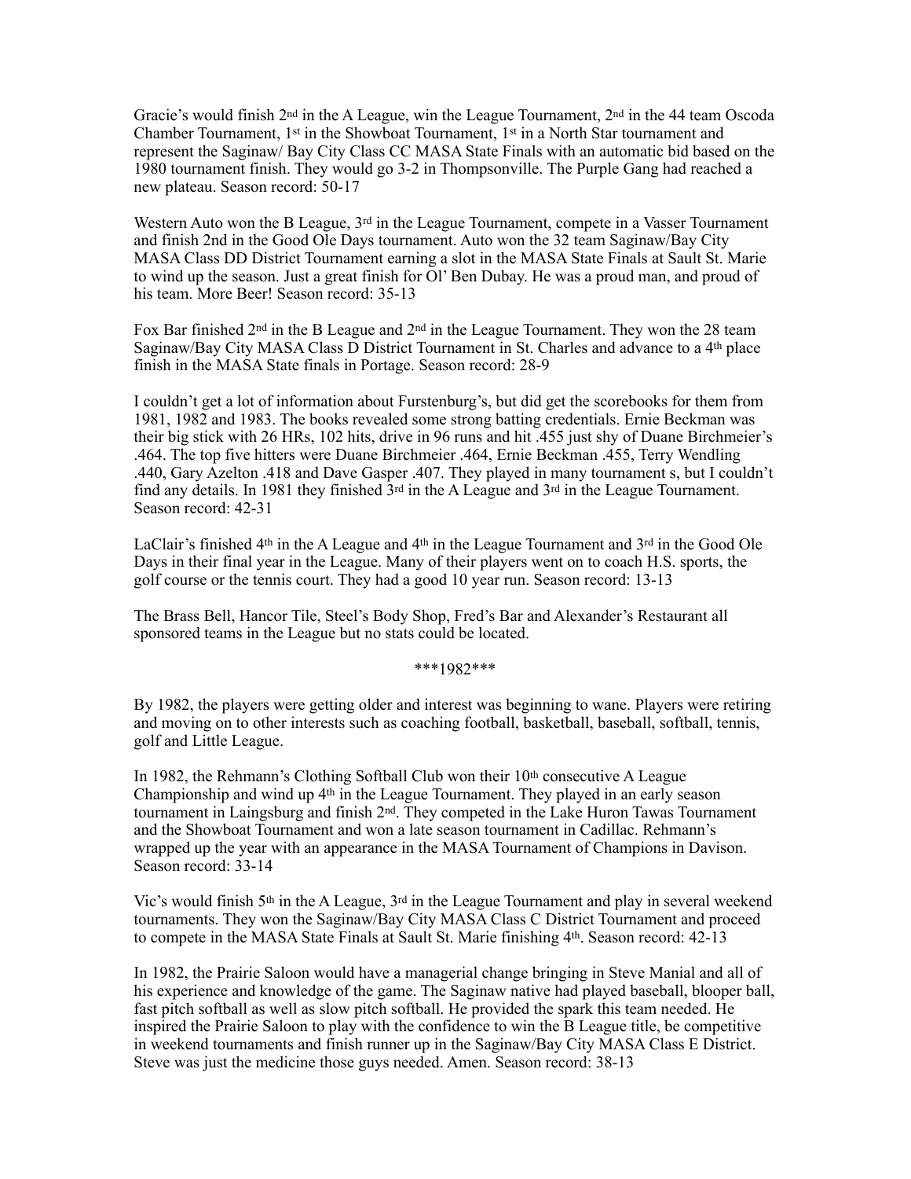Gracie's would finish 2nd in the A League, win the League Tournament, 2nd in the 44 team Oscoda Chamber Tournament, 1st in the Showboat Tournament, 1st in a North Star tournament and represent the Saginaw/ Bay City Class CC MASA State Finals with an automatic bid based on the 1980 tournament finish. They would go 3-2 in Thompsonville. The Purple Gang had reached a new plateau. Season record: 50-17

Western Auto won the B League, 3rd in the League Tournament, compete in a Vasser Tournament and finish 2nd in the Good Ole Days tournament. Auto won the 32 team Saginaw/Bay City MASA Class DD District Tournament earning a slot in the MASA State Finals at Sault St. Marie to wind up the season. Just a great finish for Ol' Ben Dubay. He was a proud man, and proud of his team. More Beer! Season record: 35-13

Fox Bar finished 2nd in the B League and 2nd in the League Tournament. They won the 28 team Saginaw/Bay City MASA Class D District Tournament in St. Charles and advance to a 4th place finish in the MASA State finals in Portage. Season record: 28-9

I couldn't get a lot of information about Furstenburg's, but did get the scorebooks for them from 1981, 1982 and 1983. The books revealed some strong batting credentials. Ernie Beckman was their big stick with 26 HRs, 102 hits, drive in 96 runs and hit .455 just shy of Duane Birchmeier's .464. The top five hitters were Duane Birchmeier .464, Ernie Beckman .455, Terry Wendling .440, Gary Azelton .418 and Dave Gasper .407. They played in many tournament s, but I couldn't find any details. In 1981 they finished 3rd in the A League and 3rd in the League Tournament. Season record: 42-31

LaClair's finished 4th in the A League and 4th in the League Tournament and 3rd in the Good Ole Days in their final year in the League. Many of their players went on to coach H.S. sports, the golf course or the tennis court. They had a good 10 year run. Season record: 13-13

The Brass Bell, Hancor Tile, Steel's Body Shop, Fred's Bar and Alexander's Restaurant all sponsored teams in the League but no stats could be located.

\*\*\*1982\*\*\*

By 1982, the players were getting older and interest was beginning to wane. Players were retiring and moving on to other interests such as coaching football, basketball, baseball, softball, tennis, golf and Little League.

In 1982, the Rehmann's Clothing Softball Club won their 10th consecutive A League Championship and wind up 4th in the League Tournament. They played in an early season tournament in Laingsburg and finish 2nd. They competed in the Lake Huron Tawas Tournament and the Showboat Tournament and won a late season tournament in Cadillac. Rehmann's wrapped up the year with an appearance in the MASA Tournament of Champions in Davison. Season record: 33-14

Vic's would finish 5th in the A League, 3rd in the League Tournament and play in several weekend tournaments. They won the Saginaw/Bay City MASA Class C District Tournament and proceed to compete in the MASA State Finals at Sault St. Marie finishing 4th. Season record: 42-13

In 1982, the Prairie Saloon would have a managerial change bringing in Steve Manial and all of his experience and knowledge of the game. The Saginaw native had played baseball, blooper ball, fast pitch softball as well as slow pitch softball. He provided the spark this team needed. He inspired the Prairie Saloon to play with the confidence to win the B League title, be competitive in weekend tournaments and finish runner up in the Saginaw/Bay City MASA Class E District. Steve was just the medicine those guys needed. Amen. Season record: 38-13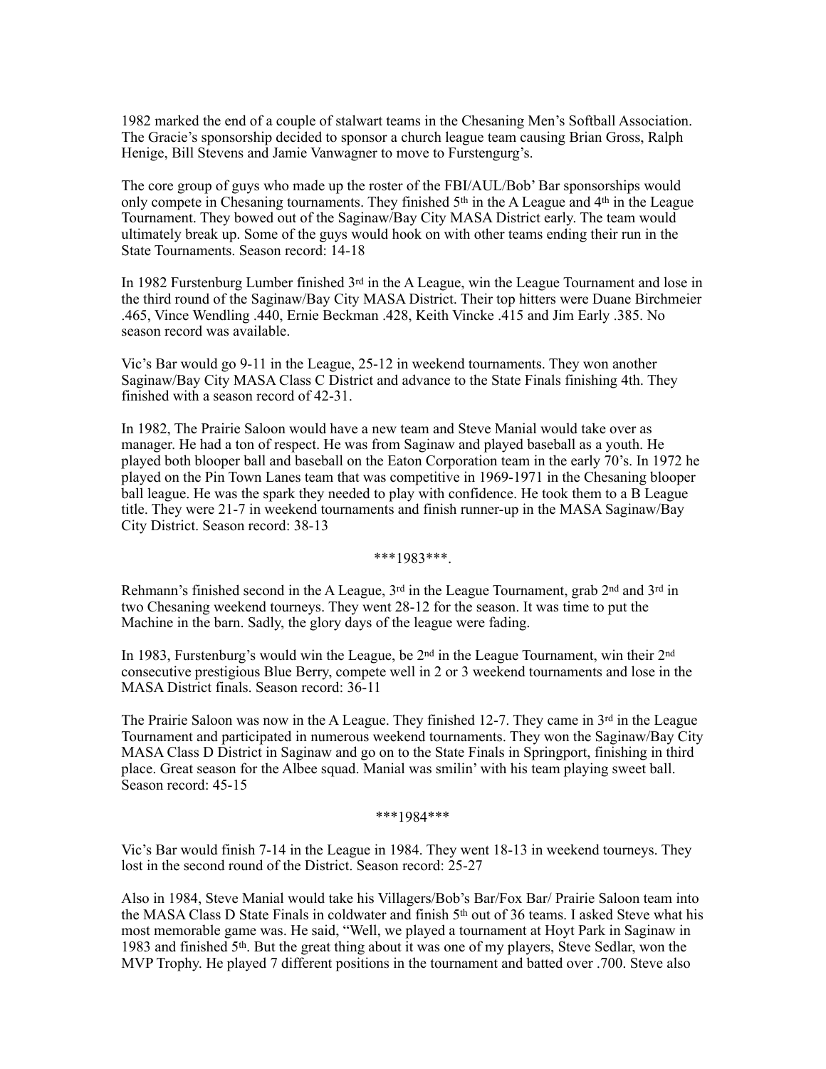1982 marked the end of a couple of stalwart teams in the Chesaning Men's Softball Association. The Gracie's sponsorship decided to sponsor a church league team causing Brian Gross, Ralph Henige, Bill Stevens and Jamie Vanwagner to move to Furstengurg's.

The core group of guys who made up the roster of the FBI/AUL/Bob' Bar sponsorships would only compete in Chesaning tournaments. They finished 5th in the A League and 4th in the League Tournament. They bowed out of the Saginaw/Bay City MASA District early. The team would ultimately break up. Some of the guys would hook on with other teams ending their run in the State Tournaments. Season record: 14-18

In 1982 Furstenburg Lumber finished 3rd in the A League, win the League Tournament and lose in the third round of the Saginaw/Bay City MASA District. Their top hitters were Duane Birchmeier .465, Vince Wendling .440, Ernie Beckman .428, Keith Vincke .415 and Jim Early .385. No season record was available.

Vic's Bar would go 9-11 in the League, 25-12 in weekend tournaments. They won another Saginaw/Bay City MASA Class C District and advance to the State Finals finishing 4th. They finished with a season record of 42-31.

In 1982, The Prairie Saloon would have a new team and Steve Manial would take over as manager. He had a ton of respect. He was from Saginaw and played baseball as a youth. He played both blooper ball and baseball on the Eaton Corporation team in the early 70's. In 1972 he played on the Pin Town Lanes team that was competitive in 1969-1971 in the Chesaning blooper ball league. He was the spark they needed to play with confidence. He took them to a B League title. They were 21-7 in weekend tournaments and finish runner-up in the MASA Saginaw/Bay City District. Season record: 38-13

***1983***.

Rehmann's finished second in the A League, 3rd in the League Tournament, grab 2nd and 3rd in two Chesaning weekend tourneys. They went 28-12 for the season. It was time to put the Machine in the barn. Sadly, the glory days of the league were fading.

In 1983, Furstenburg's would win the League, be 2nd in the League Tournament, win their 2nd consecutive prestigious Blue Berry, compete well in 2 or 3 weekend tournaments and lose in the MASA District finals. Season record: 36-11

The Prairie Saloon was now in the A League. They finished 12-7. They came in 3rd in the League Tournament and participated in numerous weekend tournaments. They won the Saginaw/Bay City MASA Class D District in Saginaw and go on to the State Finals in Springport, finishing in third place. Great season for the Albee squad. Manial was smilin' with his team playing sweet ball. Season record: 45-15

***1984***

Vic's Bar would finish 7-14 in the League in 1984. They went 18-13 in weekend tourneys. They lost in the second round of the District. Season record: 25-27

Also in 1984, Steve Manial would take his Villagers/Bob's Bar/Fox Bar/ Prairie Saloon team into the MASA Class D State Finals in coldwater and finish 5th out of 36 teams. I asked Steve what his most memorable game was. He said, "Well, we played a tournament at Hoyt Park in Saginaw in 1983 and finished 5th. But the great thing about it was one of my players, Steve Sedlar, won the MVP Trophy. He played 7 different positions in the tournament and batted over .700. Steve also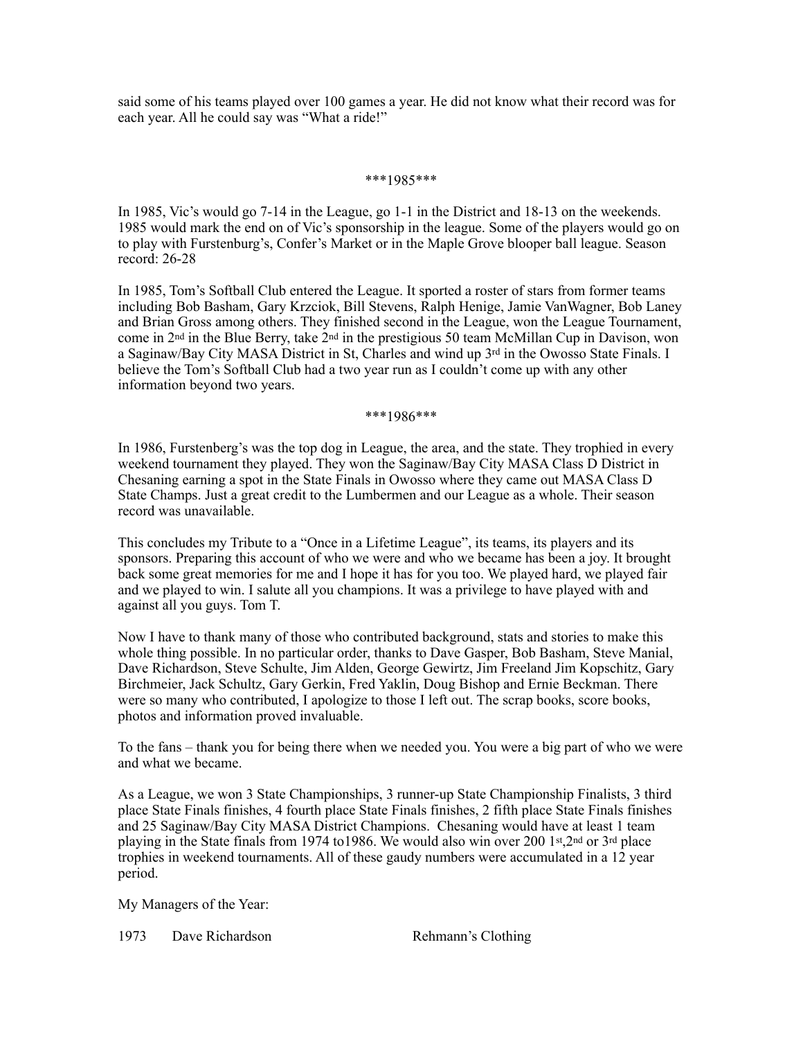said some of his teams played over 100 games a year. He did not know what their record was for each year. All he could say was "What a ride!"

***1985***

In 1985, Vic's would go 7-14 in the League, go 1-1 in the District and 18-13 on the weekends. 1985 would mark the end on of Vic's sponsorship in the league. Some of the players would go on to play with Furstenburg's, Confer's Market or in the Maple Grove blooper ball league. Season record: 26-28

In 1985, Tom's Softball Club entered the League. It sported a roster of stars from former teams including Bob Basham, Gary Krzciok, Bill Stevens, Ralph Henige, Jamie VanWagner, Bob Laney and Brian Gross among others. They finished second in the League, won the League Tournament, come in 2nd in the Blue Berry, take 2nd in the prestigious 50 team McMillan Cup in Davison, won a Saginaw/Bay City MASA District in St, Charles and wind up 3rd in the Owosso State Finals. I believe the Tom's Softball Club had a two year run as I couldn't come up with any other information beyond two years.

***1986***

In 1986, Furstenberg's was the top dog in League, the area, and the state. They trophied in every weekend tournament they played. They won the Saginaw/Bay City MASA Class D District in Chesaning earning a spot in the State Finals in Owosso where they came out MASA Class D State Champs. Just a great credit to the Lumbermen and our League as a whole. Their season record was unavailable.

This concludes my Tribute to a "Once in a Lifetime League", its teams, its players and its sponsors. Preparing this account of who we were and who we became has been a joy. It brought back some great memories for me and I hope it has for you too. We played hard, we played fair and we played to win. I salute all you champions. It was a privilege to have played with and against all you guys. Tom T.

Now I have to thank many of those who contributed background, stats and stories to make this whole thing possible. In no particular order, thanks to Dave Gasper, Bob Basham, Steve Manial, Dave Richardson, Steve Schulte, Jim Alden, George Gewirtz, Jim Freeland Jim Kopschitz, Gary Birchmeier, Jack Schultz, Gary Gerkin, Fred Yaklin, Doug Bishop and Ernie Beckman. There were so many who contributed, I apologize to those I left out. The scrap books, score books, photos and information proved invaluable.

To the fans – thank you for being there when we needed you. You were a big part of who we were and what we became.

As a League, we won 3 State Championships, 3 runner-up State Championship Finalists, 3 third place State Finals finishes, 4 fourth place State Finals finishes, 2 fifth place State Finals finishes and 25 Saginaw/Bay City MASA District Champions. Chesaning would have at least 1 team playing in the State finals from 1974 to1986. We would also win over 200 1st,2nd or 3rd place trophies in weekend tournaments. All of these gaudy numbers were accumulated in a 12 year period.

My Managers of the Year:

1973 Dave Richardson Rehmann's Clothing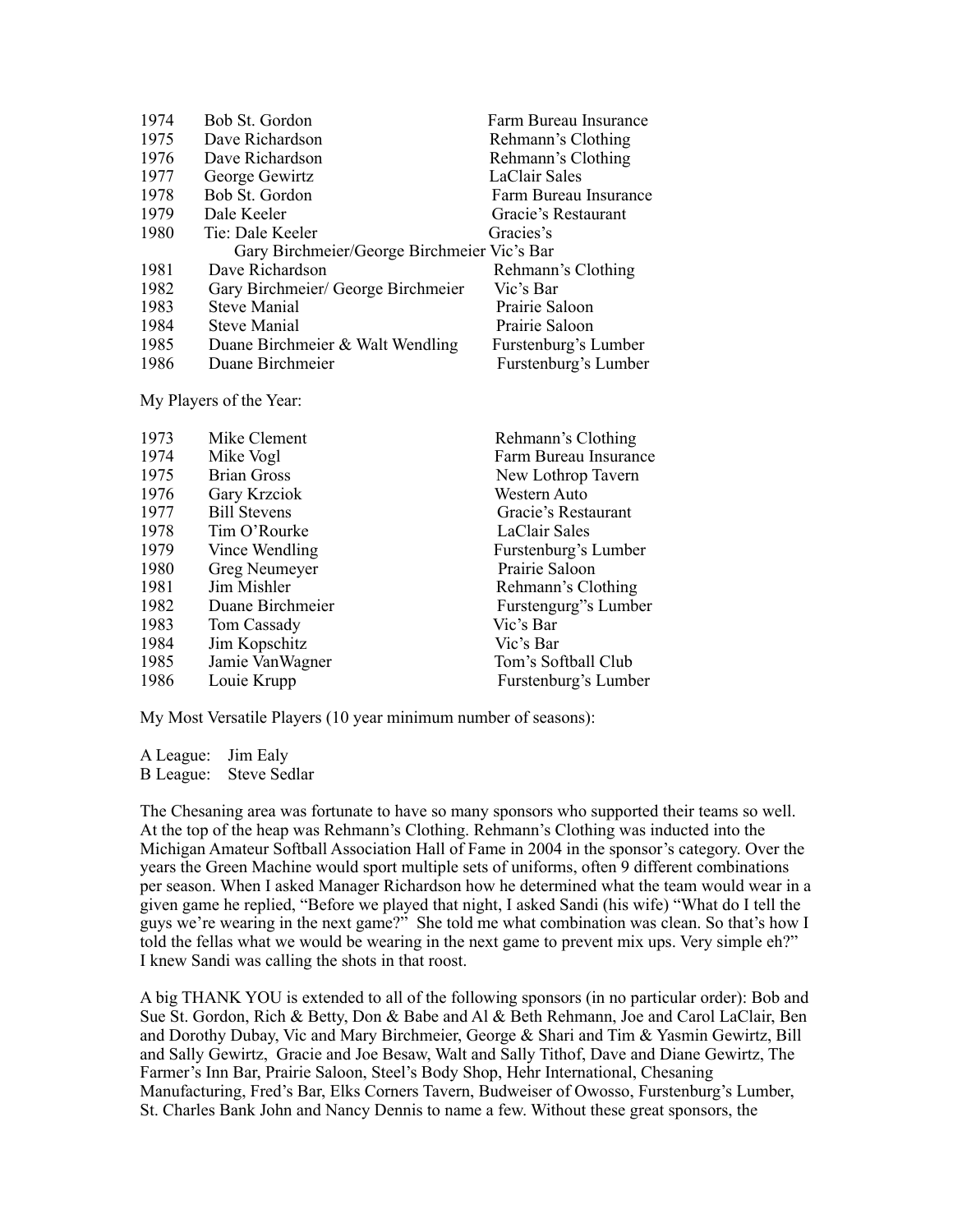| | | |
|---|---|---|
| 1974 | Bob St. Gordon | Farm Bureau Insurance |
| 1975 | Dave Richardson | Rehmann's Clothing |
| 1976 | Dave Richardson | Rehmann's Clothing |
| 1977 | George Gewirtz | LaClair Sales |
| 1978 | Bob St. Gordon | Farm Bureau Insurance |
| 1979 | Dale Keeler | Gracie's Restaurant |
| 1980 | Tie: Dale Keeler | Gracies's |
| | Gary Birchmeier/George Birchmeier | Vic's Bar |
| 1981 | Dave Richardson | Rehmann's Clothing |
| 1982 | Gary Birchmeier/ George Birchmeier | Vic's Bar |
| 1983 | Steve Manial | Prairie Saloon |
| 1984 | Steve Manial | Prairie Saloon |
| 1985 | Duane Birchmeier & Walt Wendling | Furstenburg's Lumber |
| 1986 | Duane Birchmeier | Furstenburg's Lumber |

My Players of the Year:

| | | |
|---|---|---|
| 1973 | Mike Clement | Rehmann's Clothing |
| 1974 | Mike Vogl | Farm Bureau Insurance |
| 1975 | Brian Gross | New Lothrop Tavern |
| 1976 | Gary Krzciok | Western Auto |
| 1977 | Bill Stevens | Gracie's Restaurant |
| 1978 | Tim O'Rourke | LaClair Sales |
| 1979 | Vince Wendling | Furstenburg's Lumber |
| 1980 | Greg Neumeyer | Prairie Saloon |
| 1981 | Jim Mishler | Rehmann's Clothing |
| 1982 | Duane Birchmeier | Furstengurg"s Lumber |
| 1983 | Tom Cassady | Vic's Bar |
| 1984 | Jim Kopschitz | Vic's Bar |
| 1985 | Jamie VanWagner | Tom's Softball Club |
| 1986 | Louie Krupp | Furstenburg's Lumber |

My Most Versatile Players (10 year minimum number of seasons):

A League: Jim Ealy
B League: Steve Sedlar

The Chesaning area was fortunate to have so many sponsors who supported their teams so well. At the top of the heap was Rehmann's Clothing. Rehmann's Clothing was inducted into the Michigan Amateur Softball Association Hall of Fame in 2004 in the sponsor's category. Over the years the Green Machine would sport multiple sets of uniforms, often 9 different combinations per season. When I asked Manager Richardson how he determined what the team would wear in a given game he replied, "Before we played that night, I asked Sandi (his wife) "What do I tell the guys we're wearing in the next game?" She told me what combination was clean. So that's how I told the fellas what we would be wearing in the next game to prevent mix ups. Very simple eh?" I knew Sandi was calling the shots in that roost.

A big THANK YOU is extended to all of the following sponsors (in no particular order): Bob and Sue St. Gordon, Rich & Betty, Don & Babe and Al & Beth Rehmann, Joe and Carol LaClair, Ben and Dorothy Dubay, Vic and Mary Birchmeier, George & Shari and Tim & Yasmin Gewirtz, Bill and Sally Gewirtz, Gracie and Joe Besaw, Walt and Sally Tithof, Dave and Diane Gewirtz, The Farmer's Inn Bar, Prairie Saloon, Steel's Body Shop, Hehr International, Chesaning Manufacturing, Fred's Bar, Elks Corners Tavern, Budweiser of Owosso, Furstenburg's Lumber, St. Charles Bank John and Nancy Dennis to name a few. Without these great sponsors, the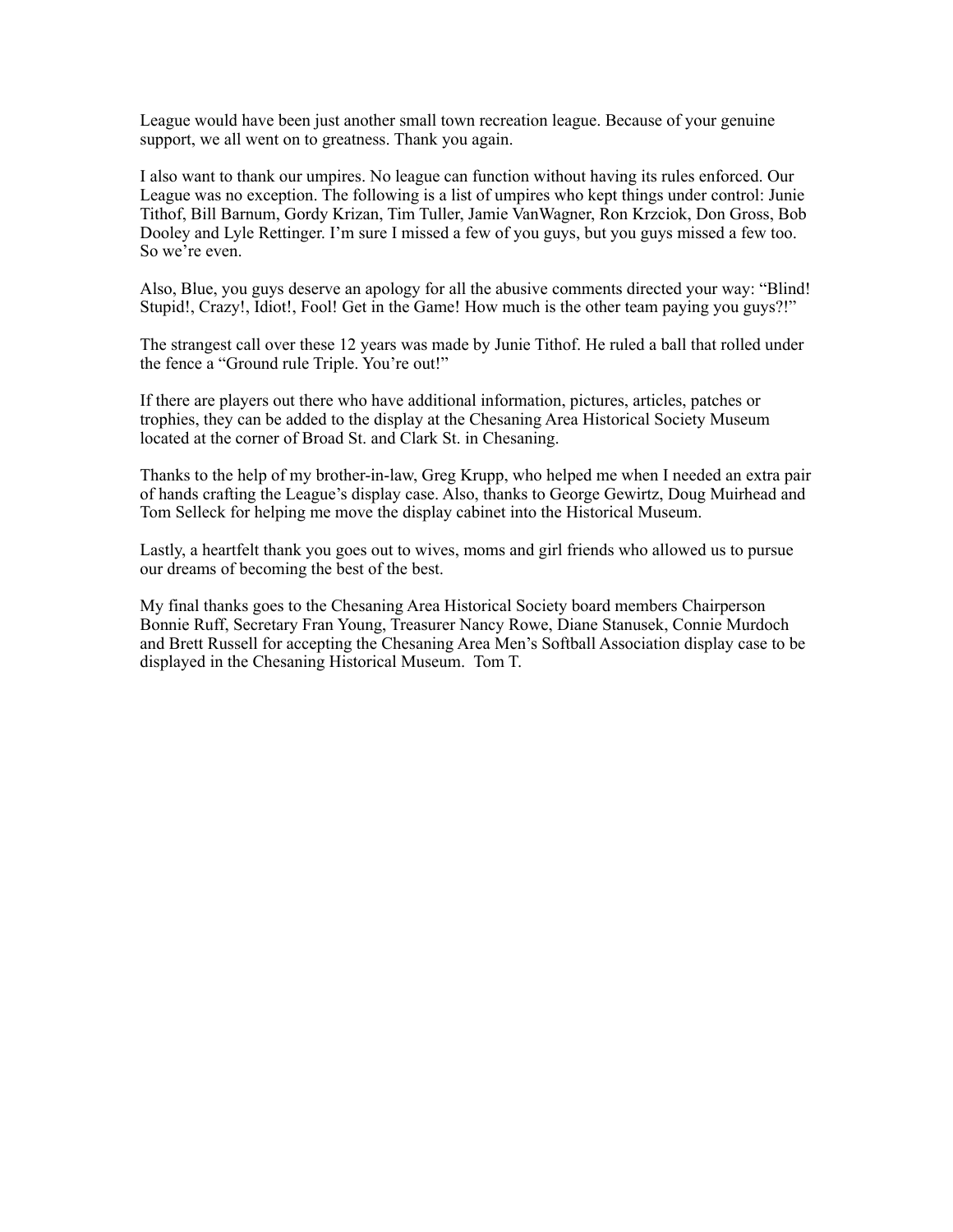League would have been just another small town recreation league. Because of your genuine support, we all went on to greatness. Thank you again.

I also want to thank our umpires. No league can function without having its rules enforced. Our League was no exception. The following is a list of umpires who kept things under control: Junie Tithof, Bill Barnum, Gordy Krizan, Tim Tuller, Jamie VanWagner, Ron Krzciok, Don Gross, Bob Dooley and Lyle Rettinger. I'm sure I missed a few of you guys, but you guys missed a few too. So we're even.

Also, Blue, you guys deserve an apology for all the abusive comments directed your way: "Blind! Stupid!, Crazy!, Idiot!, Fool! Get in the Game! How much is the other team paying you guys?!"

The strangest call over these 12 years was made by Junie Tithof. He ruled a ball that rolled under the fence a "Ground rule Triple. You're out!"

If there are players out there who have additional information, pictures, articles, patches or trophies, they can be added to the display at the Chesaning Area Historical Society Museum located at the corner of Broad St. and Clark St. in Chesaning.

Thanks to the help of my brother-in-law, Greg Krupp, who helped me when I needed an extra pair of hands crafting the League's display case. Also, thanks to George Gewirtz, Doug Muirhead and Tom Selleck for helping me move the display cabinet into the Historical Museum.

Lastly, a heartfelt thank you goes out to wives, moms and girl friends who allowed us to pursue our dreams of becoming the best of the best.

My final thanks goes to the Chesaning Area Historical Society board members Chairperson Bonnie Ruff, Secretary Fran Young, Treasurer Nancy Rowe, Diane Stanusek, Connie Murdoch and Brett Russell for accepting the Chesaning Area Men's Softball Association display case to be displayed in the Chesaning Historical Museum. Tom T.